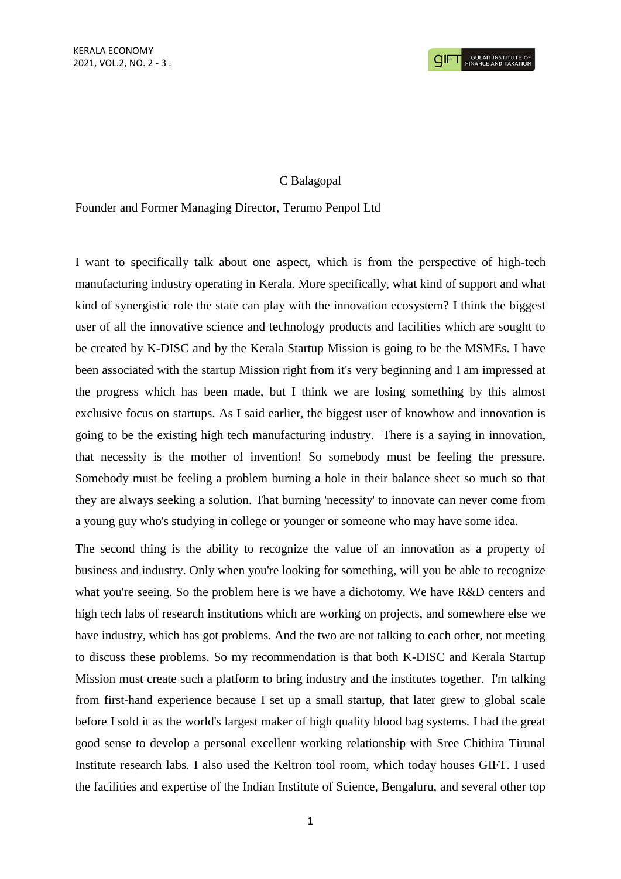C Balagopal

Founder and Former Managing Director, Terumo Penpol Ltd

I want to specifically talk about one aspect, which is from the perspective of high-tech manufacturing industry operating in Kerala. More specifically, what kind of support and what kind of synergistic role the state can play with the innovation ecosystem? I think the biggest user of all the innovative science and technology products and facilities which are sought to be created by K-DISC and by the Kerala Startup Mission is going to be the MSMEs. I have been associated with the startup Mission right from it's very beginning and I am impressed at the progress which has been made, but I think we are losing something by this almost exclusive focus on startups. As I said earlier, the biggest user of knowhow and innovation is going to be the existing high tech manufacturing industry. There is a saying in innovation, that necessity is the mother of invention! So somebody must be feeling the pressure. Somebody must be feeling a problem burning a hole in their balance sheet so much so that they are always seeking a solution. That burning 'necessity' to innovate can never come from a young guy who's studying in college or younger or someone who may have some idea.

The second thing is the ability to recognize the value of an innovation as a property of business and industry. Only when you're looking for something, will you be able to recognize what you're seeing. So the problem here is we have a dichotomy. We have R&D centers and high tech labs of research institutions which are working on projects, and somewhere else we have industry, which has got problems. And the two are not talking to each other, not meeting to discuss these problems. So my recommendation is that both K-DISC and Kerala Startup Mission must create such a platform to bring industry and the institutes together. I'm talking from first-hand experience because I set up a small startup, that later grew to global scale before I sold it as the world's largest maker of high quality blood bag systems. I had the great good sense to develop a personal excellent working relationship with Sree Chithira Tirunal Institute research labs. I also used the Keltron tool room, which today houses GIFT. I used the facilities and expertise of the Indian Institute of Science, Bengaluru, and several other top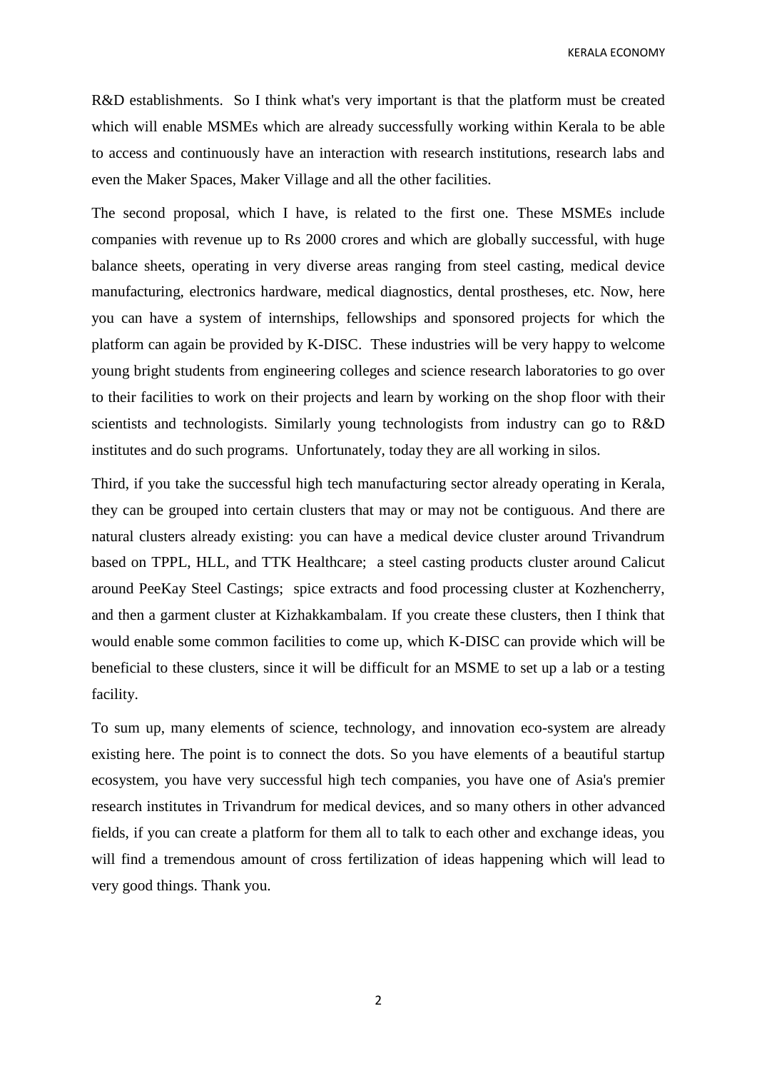R&D establishments. So I think what's very important is that the platform must be created which will enable MSMEs which are already successfully working within Kerala to be able to access and continuously have an interaction with research institutions, research labs and even the Maker Spaces, Maker Village and all the other facilities.

The second proposal, which I have, is related to the first one. These MSMEs include companies with revenue up to Rs 2000 crores and which are globally successful, with huge balance sheets, operating in very diverse areas ranging from steel casting, medical device manufacturing, electronics hardware, medical diagnostics, dental prostheses, etc. Now, here you can have a system of internships, fellowships and sponsored projects for which the platform can again be provided by K-DISC. These industries will be very happy to welcome young bright students from engineering colleges and science research laboratories to go over to their facilities to work on their projects and learn by working on the shop floor with their scientists and technologists. Similarly young technologists from industry can go to R&D institutes and do such programs. Unfortunately, today they are all working in silos.

Third, if you take the successful high tech manufacturing sector already operating in Kerala, they can be grouped into certain clusters that may or may not be contiguous. And there are natural clusters already existing: you can have a medical device cluster around Trivandrum based on TPPL, HLL, and TTK Healthcare; a steel casting products cluster around Calicut around PeeKay Steel Castings; spice extracts and food processing cluster at Kozhencherry, and then a garment cluster at Kizhakkambalam. If you create these clusters, then I think that would enable some common facilities to come up, which K-DISC can provide which will be beneficial to these clusters, since it will be difficult for an MSME to set up a lab or a testing facility.

To sum up, many elements of science, technology, and innovation eco-system are already existing here. The point is to connect the dots. So you have elements of a beautiful startup ecosystem, you have very successful high tech companies, you have one of Asia's premier research institutes in Trivandrum for medical devices, and so many others in other advanced fields, if you can create a platform for them all to talk to each other and exchange ideas, you will find a tremendous amount of cross fertilization of ideas happening which will lead to very good things. Thank you.